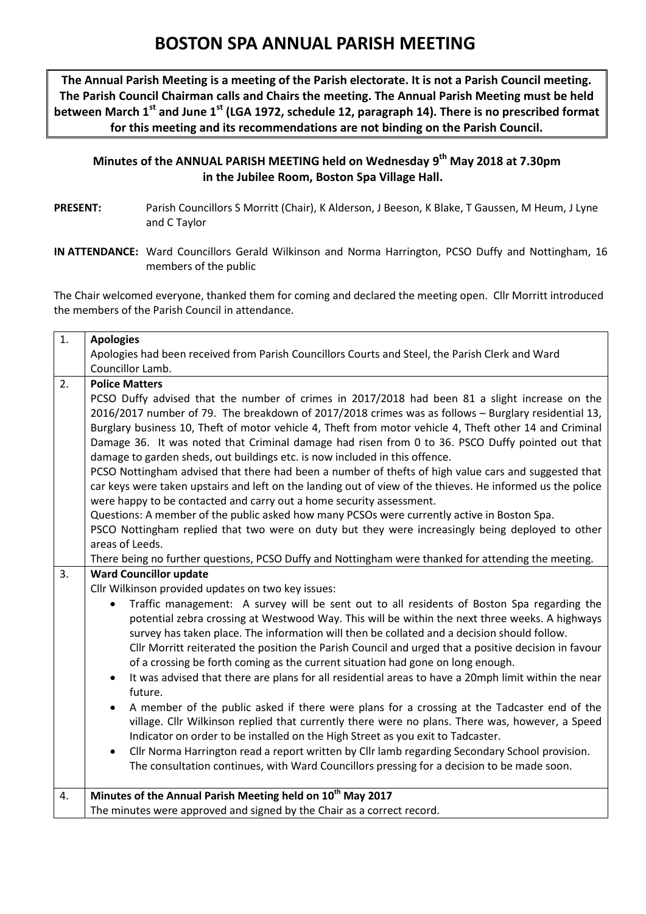# BOSTON SPA ANNUAL PARISH MEETING

**The Annual Parish Meeting is a meeting of the Parish electorate. It is not a Parish Council meeting. The Parish Council Chairman calls and Chairs the meeting. The Annual Parish Meeting must be held between March 1st and June 1st (LGA 1972, schedule 12, paragraph 14). There is no prescribed format for this meeting and its recommendations are not binding on the Parish Council.**

## Minutes of the ANNUAL PARISH MEETING held on Wednesday 9th May 2018 at 7.30pm in the Jubilee Room, Boston Spa Village Hall.

**PRESENT:** Parish Councillors S Morritt (Chair), K Alderson, J Beeson, K Blake, T Gaussen, M Heum, J Lyne and C Taylor

**IN ATTENDANCE:** Ward Councillors Gerald Wilkinson and Norma Harrington, PCSO Duffy and Nottingham, 16 members of the public

The Chair welcomed everyone, thanked them for coming and declared the meeting open. Cllr Morritt introduced the members of the Parish Council in attendance.

**1. Apologies**

Apologies had been received from Parish Councillors Courts and Steel, the Parish Clerk and Ward Councillor Lamb.

**2. Police Matters**

PCSO Duffy advised that the number of crimes in 2017/2018 had been 81 a slight increase on the 2016/2017 number of 79. The breakdown of 2017/2018 crimes was as follows – Burglary residential 13, Burglary business 10, Theft of motor vehicle 4, Theft from motor vehicle 4, Theft other 14 and Criminal Damage 36. It was noted that Criminal damage had risen from 0 to 36. PSCO Duffy pointed out that damage to garden sheds, out buildings etc. is now included in this offence.

PCSO Nottingham advised that there had been a number of thefts of high value cars and suggested that car keys were taken upstairs and left on the landing out of view of the thieves. He informed us the police were happy to be contacted and carry out a home security assessment.

Questions: A member of the public asked how many PCSOs were currently active in Boston Spa.

PSCO Nottingham replied that two were on duty but they were increasingly being deployed to other areas of Leeds.

There being no further questions, PCSO Duffy and Nottingham were thanked for attending the meeting.

**3. Ward Councillor update**

Cllr Wilkinson provided updates on two key issues:

- Traffic management: A survey will be sent out to all residents of Boston Spa regarding the potential zebra crossing at Westwood Way. This will be within the next three weeks. A highways survey has taken place. The information will then be collated and a decision should follow.
  Cllr Morritt reiterated the position the Parish Council and urged that a positive decision in favour of a crossing be forth coming as the current situation had gone on long enough.
- It was advised that there are plans for all residential areas to have a 20mph limit within the near future.
- A member of the public asked if there were plans for a crossing at the Tadcaster end of the village. Cllr Wilkinson replied that currently there were no plans. There was, however, a Speed Indicator on order to be installed on the High Street as you exit to Tadcaster.
- Cllr Norma Harrington read a report written by Cllr lamb regarding Secondary School provision. The consultation continues, with Ward Councillors pressing for a decision to be made soon.

**4. Minutes of the Annual Parish Meeting held on 10th May 2017**

The minutes were approved and signed by the Chair as a correct record.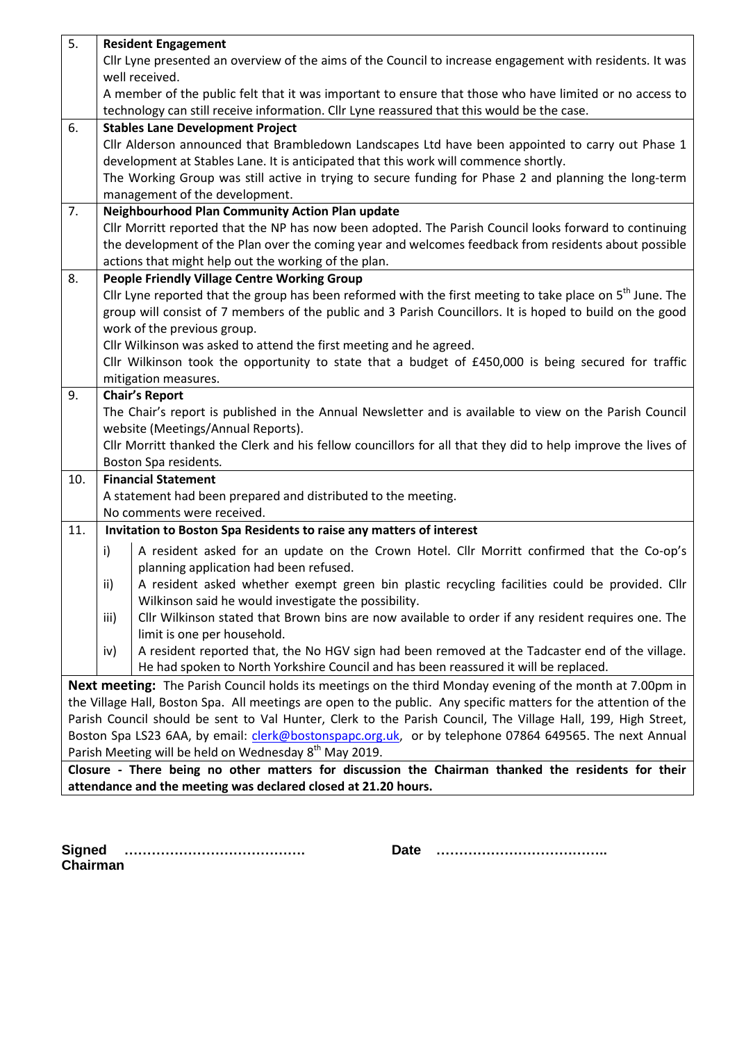| | |
|---|---|
| 5. | **Resident Engagement**<br>Cllr Lyne presented an overview of the aims of the Council to increase engagement with residents. It was well received.<br>A member of the public felt that it was important to ensure that those who have limited or no access to technology can still receive information. Cllr Lyne reassured that this would be the case. |
| 6. | **Stables Lane Development Project**<br>Cllr Alderson announced that Brambledown Landscapes Ltd have been appointed to carry out Phase 1 development at Stables Lane. It is anticipated that this work will commence shortly.<br>The Working Group was still active in trying to secure funding for Phase 2 and planning the long-term management of the development. |
| 7. | **Neighbourhood Plan Community Action Plan update**<br>Cllr Morritt reported that the NP has now been adopted. The Parish Council looks forward to continuing the development of the Plan over the coming year and welcomes feedback from residents about possible actions that might help out the working of the plan. |
| 8. | **People Friendly Village Centre Working Group**<br>Cllr Lyne reported that the group has been reformed with the first meeting to take place on 5th June. The group will consist of 7 members of the public and 3 Parish Councillors. It is hoped to build on the good work of the previous group.<br>Cllr Wilkinson was asked to attend the first meeting and he agreed.<br>Cllr Wilkinson took the opportunity to state that a budget of £450,000 is being secured for traffic mitigation measures. |
| 9. | **Chair's Report**<br>The Chair's report is published in the Annual Newsletter and is available to view on the Parish Council website (Meetings/Annual Reports).<br>Cllr Morritt thanked the Clerk and his fellow councillors for all that they did to help improve the lives of Boston Spa residents. |
| 10. | **Financial Statement**<br>A statement had been prepared and distributed to the meeting.<br>No comments were received. |
| 11. | **Invitation to Boston Spa Residents to raise any matters of interest**<br>i) A resident asked for an update on the Crown Hotel. Cllr Morritt confirmed that the Co-op's planning application had been refused.<br>ii) A resident asked whether exempt green bin plastic recycling facilities could be provided. Cllr Wilkinson said he would investigate the possibility.<br>iii) Cllr Wilkinson stated that Brown bins are now available to order if any resident requires one. The limit is one per household.<br>iv) A resident reported that, the No HGV sign had been removed at the Tadcaster end of the village. He had spoken to North Yorkshire Council and has been reassured it will be replaced. |

**Next meeting:** The Parish Council holds its meetings on the third Monday evening of the month at 7.00pm in the Village Hall, Boston Spa. All meetings are open to the public. Any specific matters for the attention of the Parish Council should be sent to Val Hunter, Clerk to the Parish Council, The Village Hall, 199, High Street, Boston Spa LS23 6AA, by email: clerk@bostonspapc.org.uk, or by telephone 07864 649565. The next Annual Parish Meeting will be held on Wednesday 8th May 2019.

**Closure - There being no other matters for discussion the Chairman thanked the residents for their attendance and the meeting was declared closed at 21.20 hours.**

**Signed** ………………………………… **Date** ………………………………..
**Chairman**